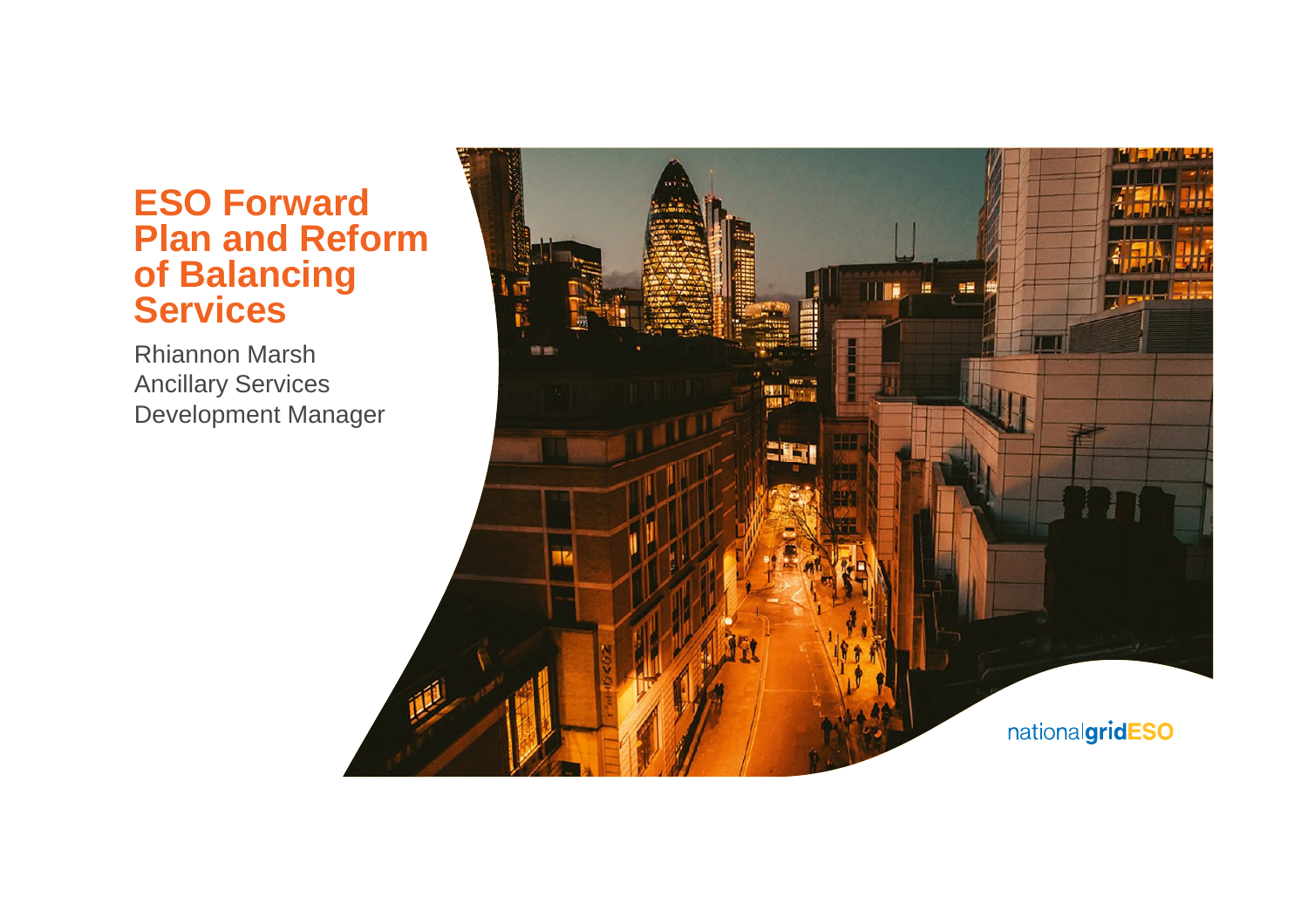# ESO Forward Plan and Reform of Balancing Services

Rhiannon Marsh
Ancillary Services Development Manager

nationalgridESO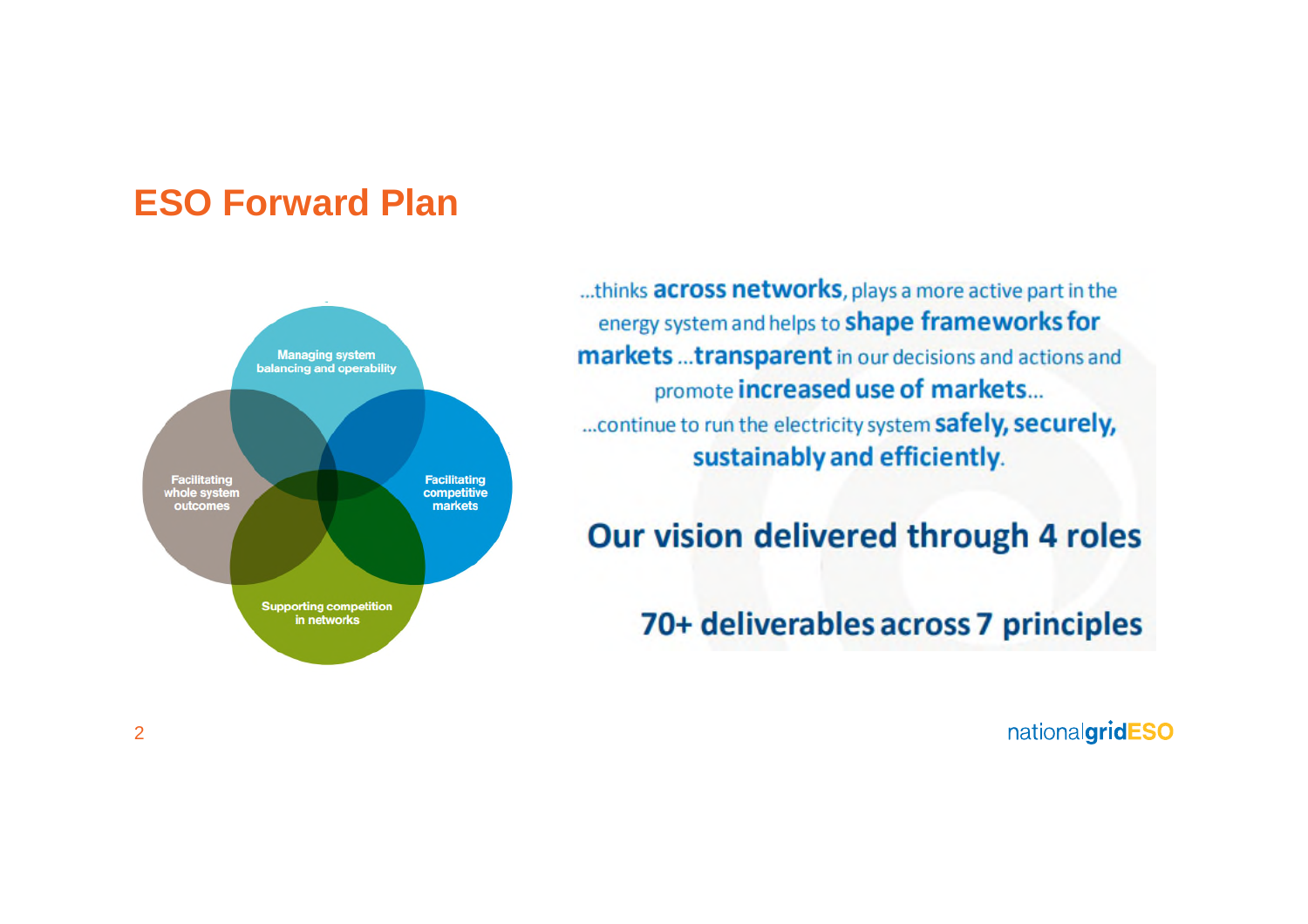# ESO Forward Plan

Managing system balancing and operability

Facilitating whole system outcomes

Facilitating competitive markets

Supporting competition in networks

...thinks **across networks**, plays a more active part in the energy system and helps to **shape frameworks for markets** ...**transparent** in our decisions and actions and promote **increased use of markets**...
...continue to run the electricity system **safely, securely, sustainably and efficiently**.

**Our vision delivered through 4 roles**

**70+ deliverables across 7 principles**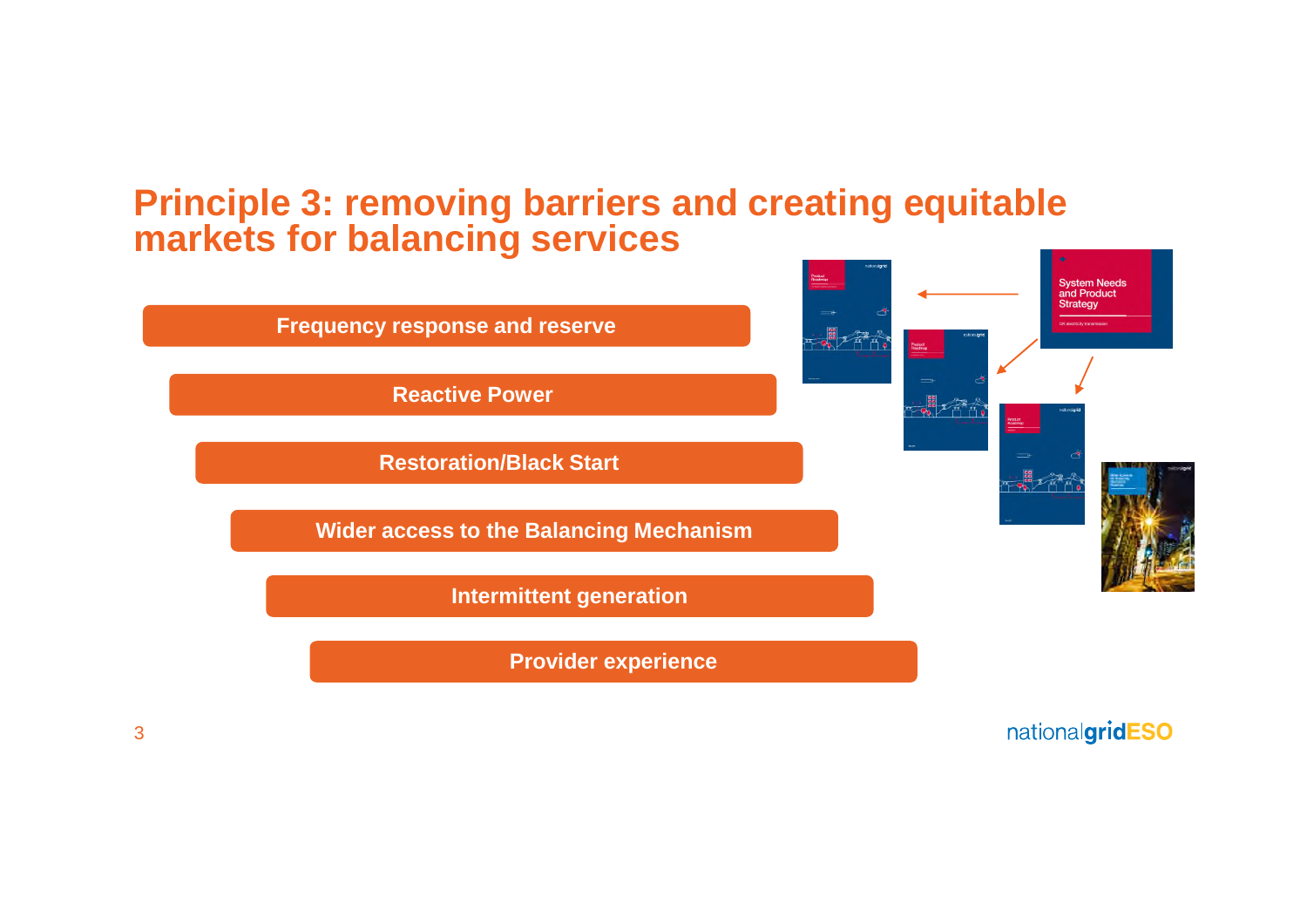# Principle 3: removing barriers and creating equitable markets for balancing services

- **Frequency response and reserve**
- **Reactive Power**
- **Restoration/Black Start**
- **Wider access to the Balancing Mechanism**
- **Intermittent generation**
- **Provider experience**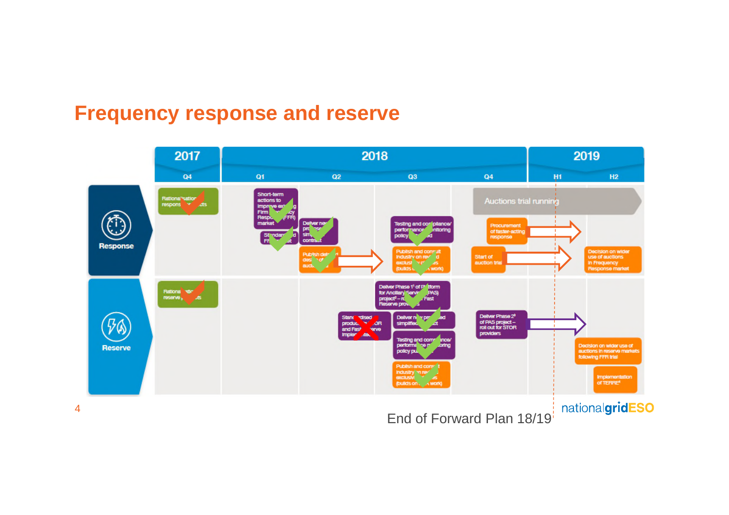# Frequency response and reserve

| | 2017 Q4 | 2018 Q1 | 2018 Q2 | 2018 Q3 | 2018 Q4 | 2019 H1 | 2019 H2 |
|---|---|---|---|---|---|---|---|
| **Response** | Rationalisation of response products | Short-term actions to improve existing Firm Frequency Response (FFR) market; Standardised FFR contract | Deliver new proposed simplified contract; Publish detailed design of auction trial | Testing and compliance/ performance monitoring policy published; Publish and consult industry on reward exclusivity clauses (builds on PAS work) | Auctions trial running; Procurement of faster-acting response; Start of auction trial | | Decision on wider use of auctions in Frequency Response market |
| **Reserve** | Rationalisation of reserve products | | Standardised products for STOR and Fast Reserve implemented | Deliver Phase 1[1] of Platform for Ancillary Services (PAS) project – roll out for Fast Reserve providers; Deliver new proposed simplified contract; Testing and compliance/ performance monitoring policy published; Publish and consult industry on reward exclusivity clauses (builds on PAS work) | Deliver Phase 2[2] of PAS project – roll out for STOR providers | | Decision on wider use of auctions in reserve markets following FFR trial; Implementation of TERRE[4] |

End of Forward Plan 18/19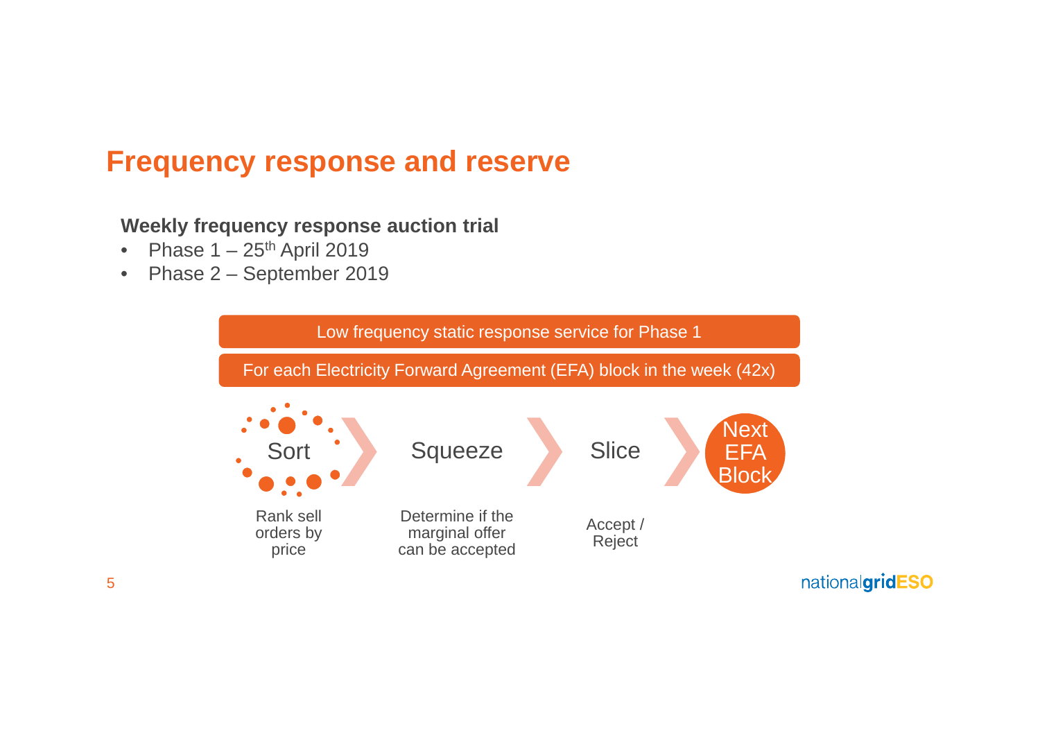# Frequency response and reserve

**Weekly frequency response auction trial**

- Phase 1 – 25th April 2019
- Phase 2 – September 2019

Low frequency static response service for Phase 1

For each Electricity Forward Agreement (EFA) block in the week (42x)

Sort → Squeeze → Slice → Next EFA Block

- **Sort**: Rank sell orders by price
- **Squeeze**: Determine if the marginal offer can be accepted
- **Slice**: Accept / Reject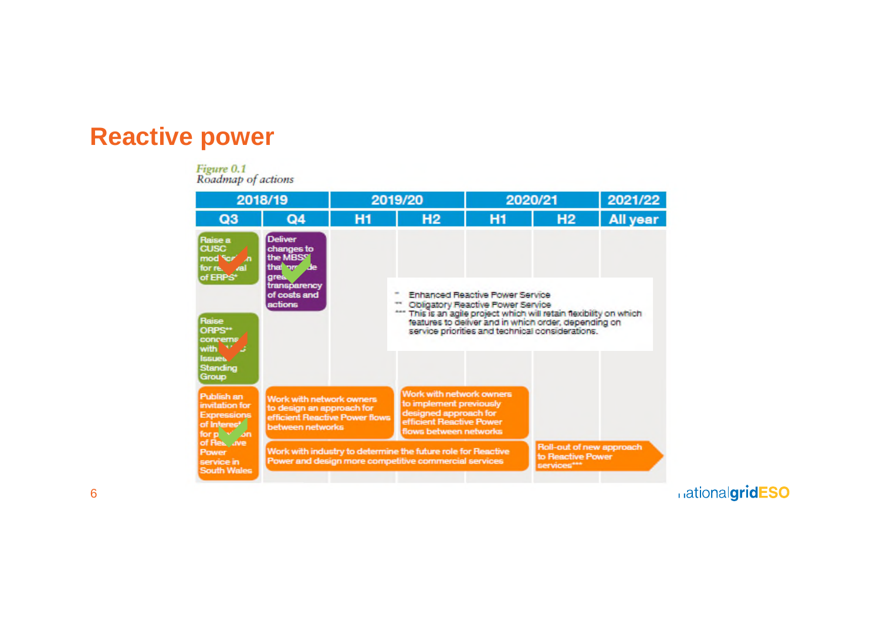# Reactive power

*Figure 0.1*
*Roadmap of actions*

| 2018/19 | | 2019/20 | | 2020/21 | | 2021/22 |
|---|---|---|---|---|---|---|
| Q3 | Q4 | H1 | H2 | H1 | H2 | All year |
| Raise a CUSC modification for removal of ERPS* | Deliver changes to the MBSS that provide greater transparency of costs and actions | | | | | |
| Raise ORPS** concerns with the Issues Standing Group | | | | | | |
| Publish an invitation for Expressions of Interest for provision of Reactive Power service in South Wales | Work with network owners to design an approach for efficient Reactive Power flows between networks | | Work with network owners to implement previously designed approach for efficient Reactive Power flows between networks | | | |
| | Work with industry to determine the future role for Reactive Power and design more competitive commercial services | | | | Roll-out of new approach to Reactive Power services*** | |

\* Enhanced Reactive Power Service
\** Obligatory Reactive Power Service
\*** This is an agile project which will retain flexibility on which features to deliver and in which order, depending on service priorities and technical considerations.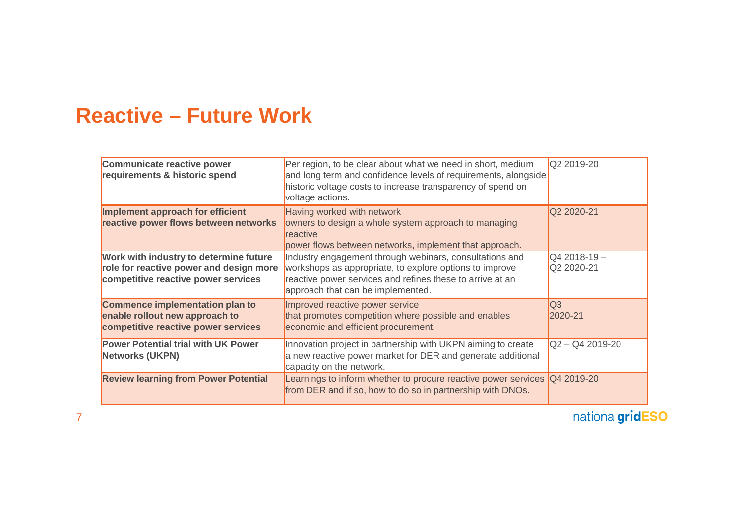# Reactive – Future Work

| | | |
|---|---|---|
| **Communicate reactive power requirements & historic spend** | Per region, to be clear about what we need in short, medium and long term and confidence levels of requirements, alongside historic voltage costs to increase transparency of spend on voltage actions. | Q2 2019-20 |
| **Implement approach for efficient reactive power flows between networks** | Having worked with network owners to design a whole system approach to managing reactive power flows between networks, implement that approach. | Q2 2020-21 |
| **Work with industry to determine future role for reactive power and design more competitive reactive power services** | Industry engagement through webinars, consultations and workshops as appropriate, to explore options to improve reactive power services and refines these to arrive at an approach that can be implemented. | Q4 2018-19 – Q2 2020-21 |
| **Commence implementation plan to enable rollout new approach to competitive reactive power services** | Improved reactive power service that promotes competition where possible and enables economic and efficient procurement. | Q3 2020-21 |
| **Power Potential trial with UK Power Networks (UKPN)** | Innovation project in partnership with UKPN aiming to create a new reactive power market for DER and generate additional capacity on the network. | Q2 – Q4 2019-20 |
| **Review learning from Power Potential** | Learnings to inform whether to procure reactive power services from DER and if so, how to do so in partnership with DNOs. | Q4 2019-20 |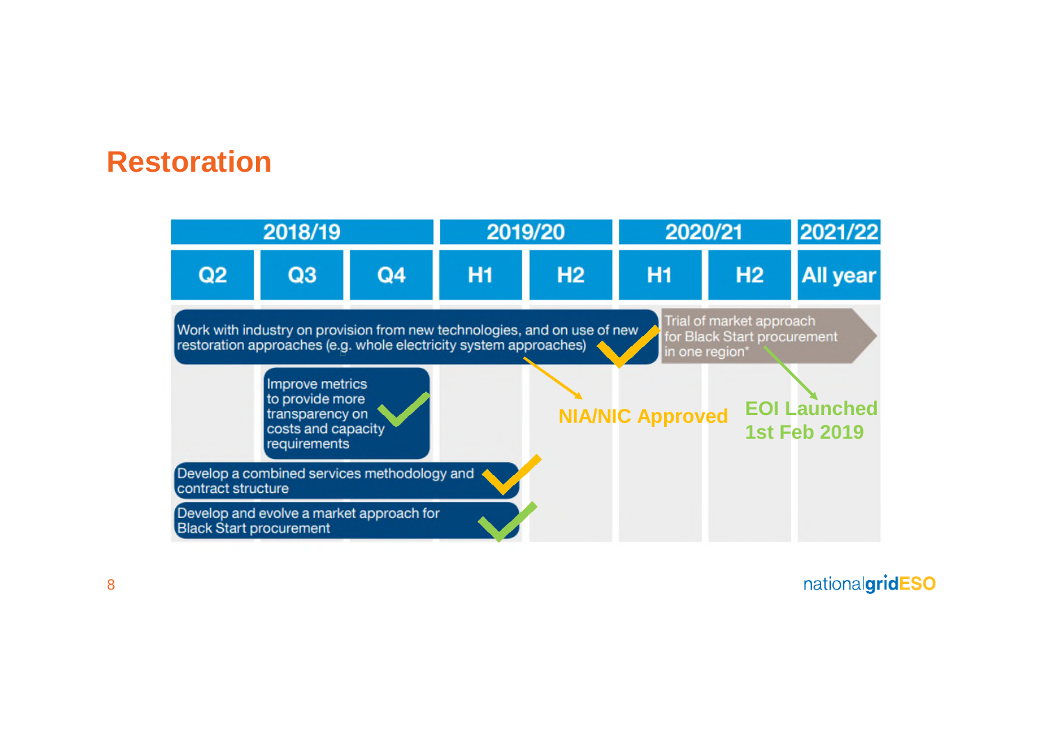# Restoration

| 2018/19 | | | 2019/20 | | 2020/21 | | 2021/22 |
|---|---|---|---|---|---|---|---|
| Q2 | Q3 | Q4 | H1 | H2 | H1 | H2 | All year |

- Work with industry on provision from new technologies, and on use of new restoration approaches (e.g. whole electricity system approaches) ✓ — **NIA/NIC Approved**
- Trial of market approach for Black Start procurement in one region* — **EOI Launched 1st Feb 2019**
- Improve metrics to provide more transparency on costs and capacity requirements ✓
- Develop a combined services methodology and contract structure ✓
- Develop and evolve a market approach for Black Start procurement ✓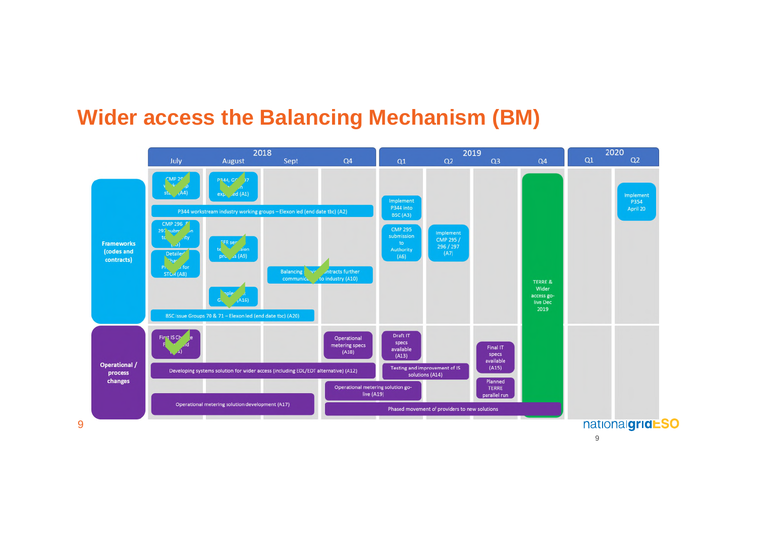# Wider access the Balancing Mechanism (BM)

| | 2018 | | | | 2019 | | | | 2020 | |
|---|---|---|---|---|---|---|---|---|---|---|
| | July | August | Sept | Q4 | Q1 | Q2 | Q3 | Q4 | Q1 | Q2 |
| **Frameworks (codes and contracts)** | CMP 29_ working group st_ (A4) ✔ | P344, GC_ _7 ... exp_ed (A1) ✔ | | | Implement P344 into BSC (A3) | | | TERRE & Wider access go-live Dec 2019 | | Implement P354 April 20 |
| | P344 workstream industry working groups – Elexon led (end date tbc) (A2) | | | | | | | | | |
| | CMP 296 / 297 submission to Authority (A5) ✔ | EFR ser_ te_ _sion pro_ss (A9) ✔ | | | CMP 295 submission to Authority (A6) | Implement CMP 295 / 296 / 297 (A7) | | | | |
| | Detailed ... Pr_ _ for STOR (A8) ✔ | | Balancing _ contracts further communica_ to industry (A10) ✔ | | | | | | | |
| | | _mple_ G_ (A16) ✔ | | | | | | | | |
| | BSC Issue Groups 70 & 71 – Elexon led (end date tbc) (A20) | | | | | | | | | |
| **Operational / process changes** | First IS Ch_e F_ _d (A_1) ✔ | | | Operational metering specs (A18) | Draft IT specs available (A13) | | Final IT specs available (A15) | | | |
| | Developing systems solution for wider access (including EDL/EDT alternative) (A12) | | | | Testing and improvement of IS solutions (A14) | | Planned TERRE parallel run | | | |
| | | | | Operational metering solution go-live (A19) | | | | | | |
| | Operational metering solution development (A17) | | | Phased movement of providers to new solutions | | | | | | |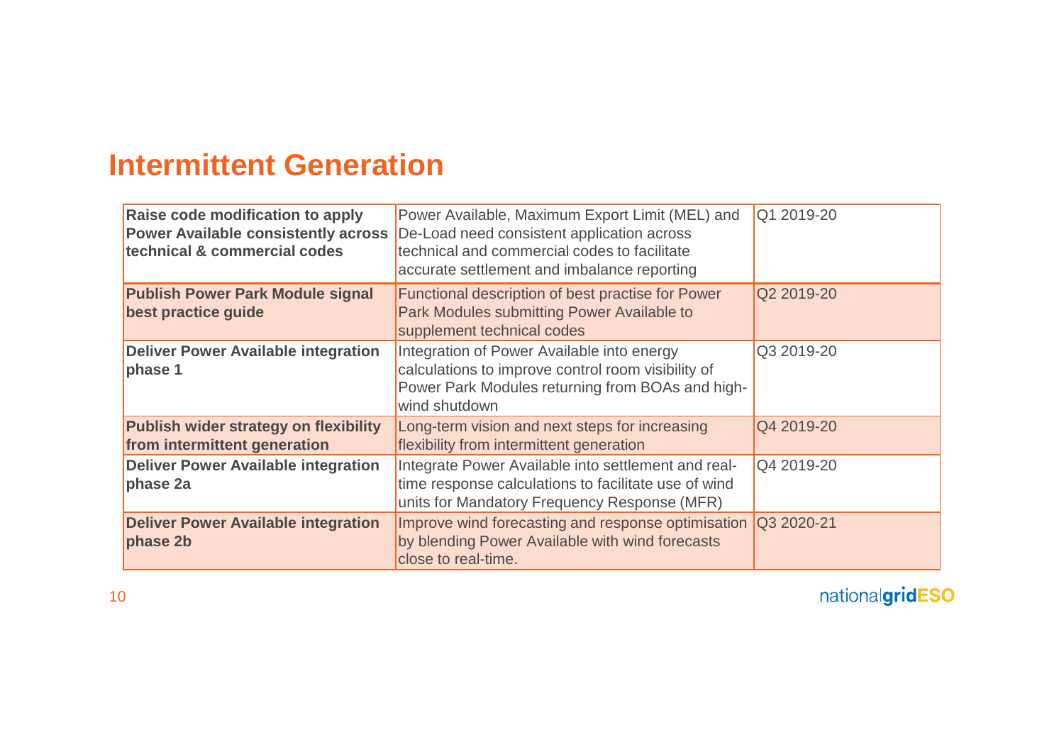# Intermittent Generation

| | | |
|---|---|---|
| **Raise code modification to apply Power Available consistently across technical & commercial codes** | Power Available, Maximum Export Limit (MEL) and De-Load need consistent application across technical and commercial codes to facilitate accurate settlement and imbalance reporting | Q1 2019-20 |
| **Publish Power Park Module signal best practice guide** | Functional description of best practise for Power Park Modules submitting Power Available to supplement technical codes | Q2 2019-20 |
| **Deliver Power Available integration phase 1** | Integration of Power Available into energy calculations to improve control room visibility of Power Park Modules returning from BOAs and high-wind shutdown | Q3 2019-20 |
| **Publish wider strategy on flexibility from intermittent generation** | Long-term vision and next steps for increasing flexibility from intermittent generation | Q4 2019-20 |
| **Deliver Power Available integration phase 2a** | Integrate Power Available into settlement and real-time response calculations to facilitate use of wind units for Mandatory Frequency Response (MFR) | Q4 2019-20 |
| **Deliver Power Available integration phase 2b** | Improve wind forecasting and response optimisation by blending Power Available with wind forecasts close to real-time. | Q3 2020-21 |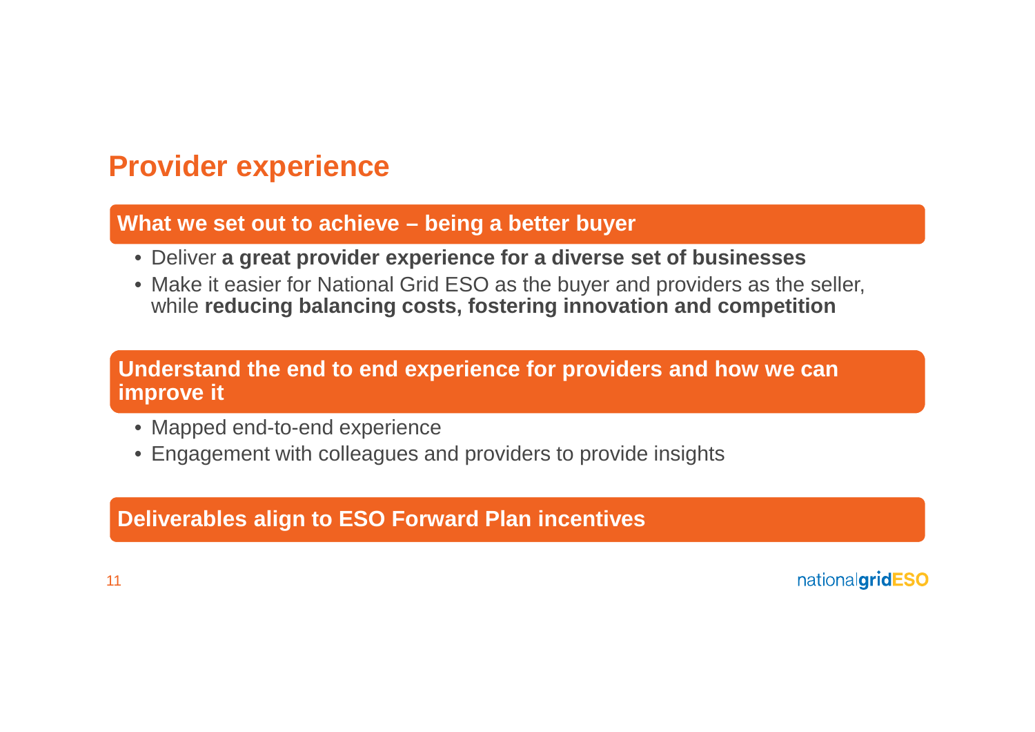# Provider experience

## What we set out to achieve – being a better buyer

- Deliver **a great provider experience for a diverse set of businesses**
- Make it easier for National Grid ESO as the buyer and providers as the seller, while **reducing balancing costs, fostering innovation and competition**

## Understand the end to end experience for providers and how we can improve it

- Mapped end-to-end experience
- Engagement with colleagues and providers to provide insights

## Deliverables align to ESO Forward Plan incentives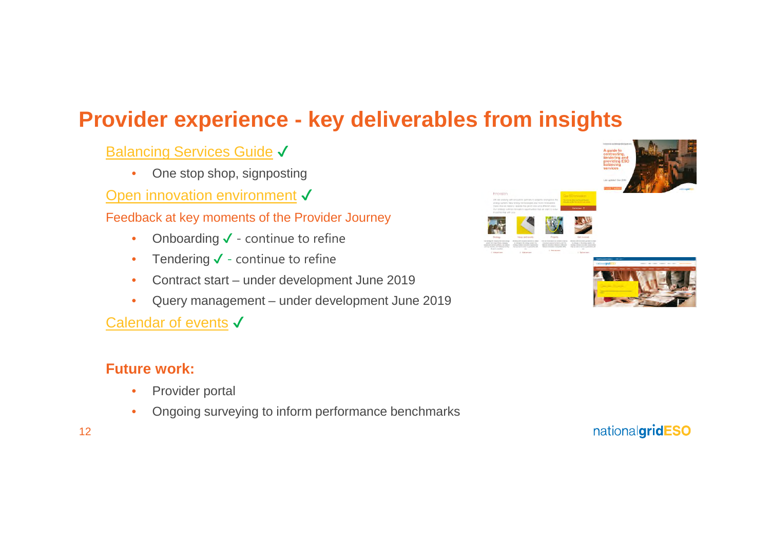# Provider experience - key deliverables from insights

Balancing Services Guide ✓

- One stop shop, signposting

Open innovation environment ✓

Feedback at key moments of the Provider Journey

- Onboarding ✓ - continue to refine
- Tendering ✓ - continue to refine
- Contract start – under development June 2019
- Query management – under development June 2019

Calendar of events ✓

**Future work:**

- Provider portal
- Ongoing surveying to inform performance benchmarks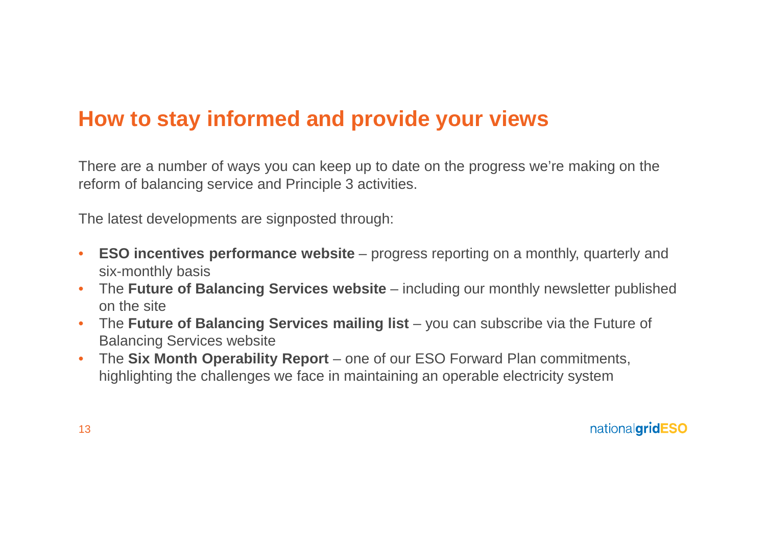# How to stay informed and provide your views

There are a number of ways you can keep up to date on the progress we're making on the reform of balancing service and Principle 3 activities.

The latest developments are signposted through:

- **ESO incentives performance website** – progress reporting on a monthly, quarterly and six-monthly basis
- The **Future of Balancing Services website** – including our monthly newsletter published on the site
- The **Future of Balancing Services mailing list** – you can subscribe via the Future of Balancing Services website
- The **Six Month Operability Report** – one of our ESO Forward Plan commitments, highlighting the challenges we face in maintaining an operable electricity system